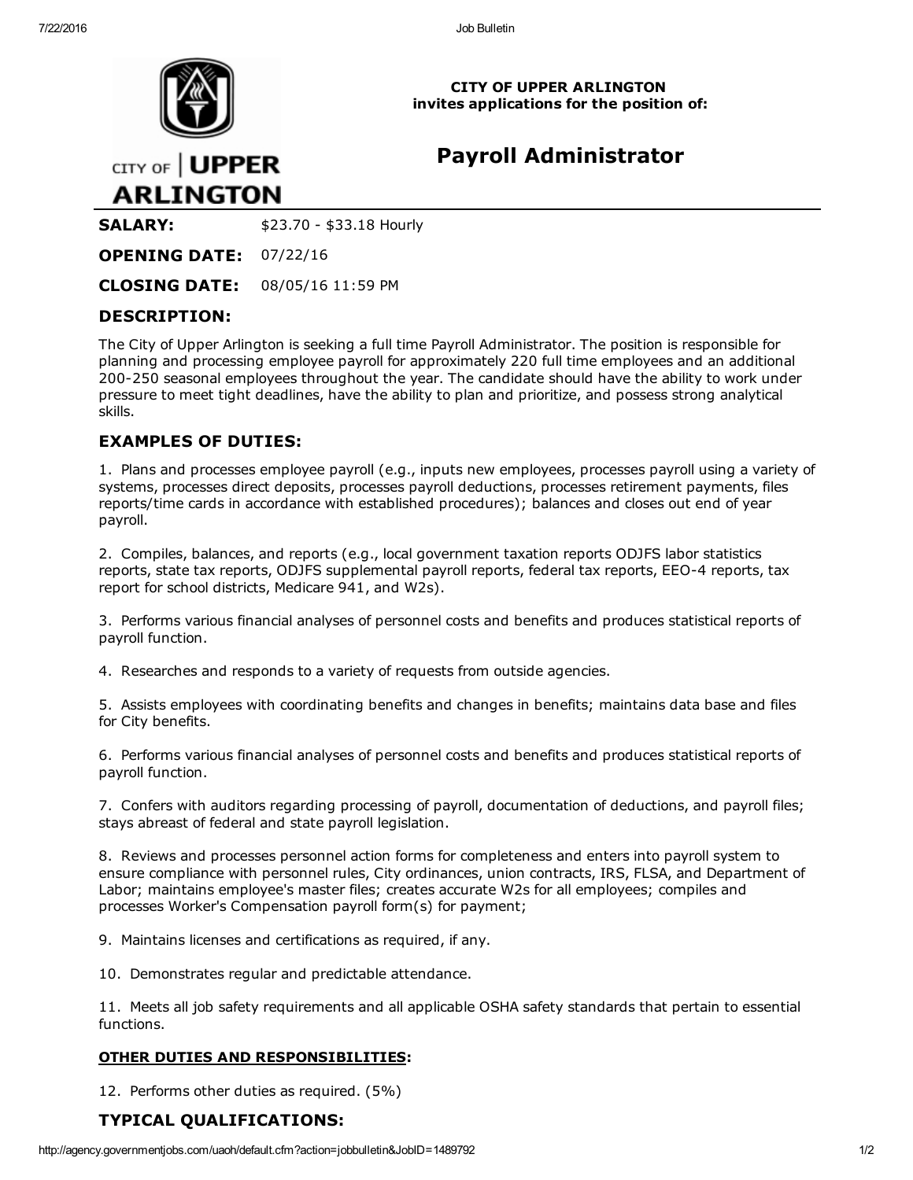CITY OF UPPER ARLINGTON
invites applications for the position of:

# Payroll Administrator

**SALARY:** $23.70 - $33.18 Hourly

**OPENING DATE:** 07/22/16

**CLOSING DATE:** 08/05/16 11:59 PM

## DESCRIPTION:

The City of Upper Arlington is seeking a full time Payroll Administrator. The position is responsible for planning and processing employee payroll for approximately 220 full time employees and an additional 200-250 seasonal employees throughout the year. The candidate should have the ability to work under pressure to meet tight deadlines, have the ability to plan and prioritize, and possess strong analytical skills.

## EXAMPLES OF DUTIES:

1. Plans and processes employee payroll (e.g., inputs new employees, processes payroll using a variety of systems, processes direct deposits, processes payroll deductions, processes retirement payments, files reports/time cards in accordance with established procedures); balances and closes out end of year payroll.

2. Compiles, balances, and reports (e.g., local government taxation reports ODJFS labor statistics reports, state tax reports, ODJFS supplemental payroll reports, federal tax reports, EEO-4 reports, tax report for school districts, Medicare 941, and W2s).

3. Performs various financial analyses of personnel costs and benefits and produces statistical reports of payroll function.

4. Researches and responds to a variety of requests from outside agencies.

5. Assists employees with coordinating benefits and changes in benefits; maintains data base and files for City benefits.

6. Performs various financial analyses of personnel costs and benefits and produces statistical reports of payroll function.

7. Confers with auditors regarding processing of payroll, documentation of deductions, and payroll files; stays abreast of federal and state payroll legislation.

8. Reviews and processes personnel action forms for completeness and enters into payroll system to ensure compliance with personnel rules, City ordinances, union contracts, IRS, FLSA, and Department of Labor; maintains employee's master files; creates accurate W2s for all employees; compiles and processes Worker's Compensation payroll form(s) for payment;

9. Maintains licenses and certifications as required, if any.

10. Demonstrates regular and predictable attendance.

11. Meets all job safety requirements and all applicable OSHA safety standards that pertain to essential functions.

**OTHER DUTIES AND RESPONSIBILITIES:**

12. Performs other duties as required. (5%)

## TYPICAL QUALIFICATIONS: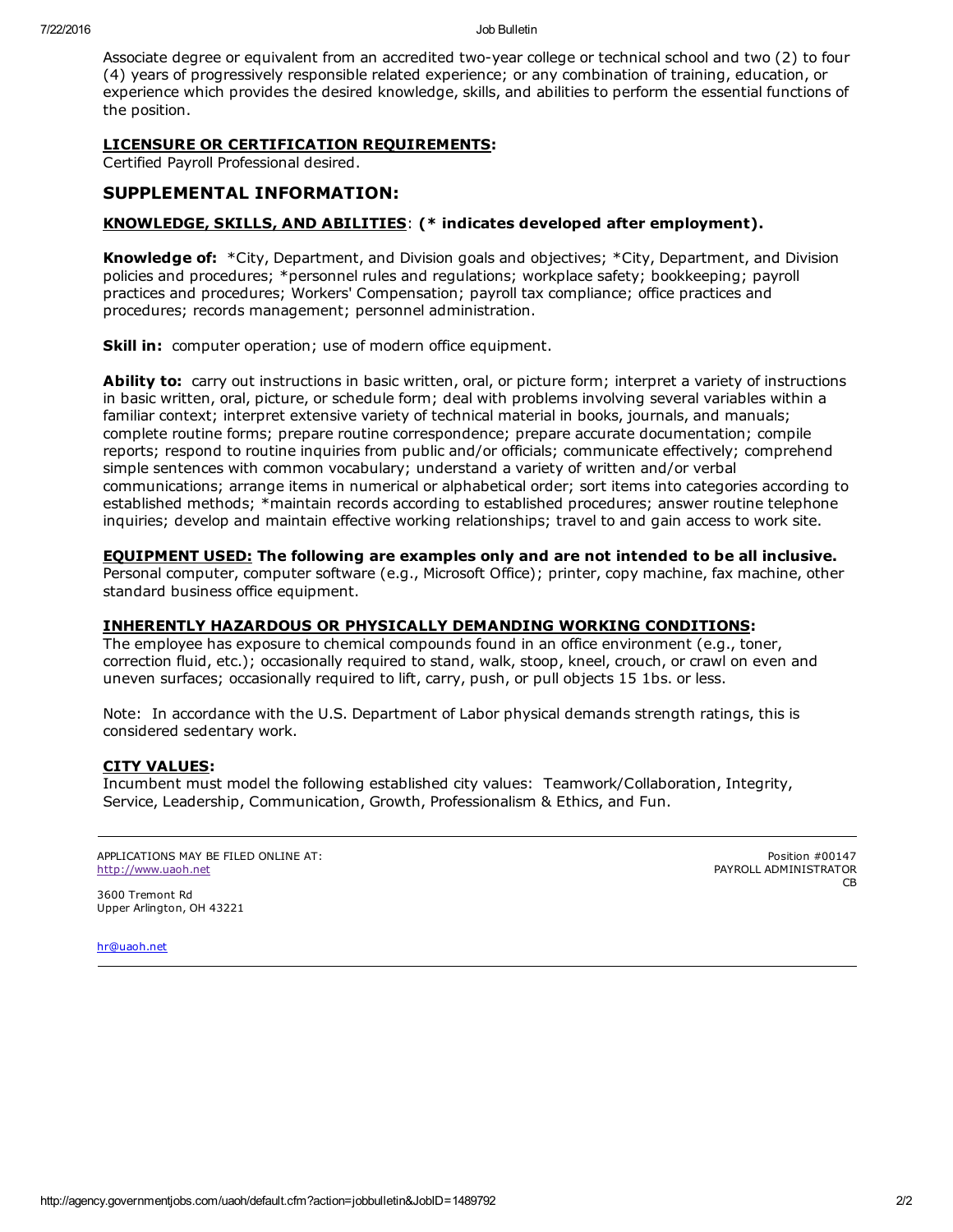Associate degree or equivalent from an accredited two-year college or technical school and two (2) to four (4) years of progressively responsible related experience; or any combination of training, education, or experience which provides the desired knowledge, skills, and abilities to perform the essential functions of the position.

**LICENSURE OR CERTIFICATION REQUIREMENTS:**
Certified Payroll Professional desired.

## SUPPLEMENTAL INFORMATION:

**KNOWLEDGE, SKILLS, AND ABILITIES: (* indicates developed after employment).**

**Knowledge of:** *City, Department, and Division goals and objectives; *City, Department, and Division policies and procedures; *personnel rules and regulations; workplace safety; bookkeeping; payroll practices and procedures; Workers' Compensation; payroll tax compliance; office practices and procedures; records management; personnel administration.

**Skill in:** computer operation; use of modern office equipment.

**Ability to:** carry out instructions in basic written, oral, or picture form; interpret a variety of instructions in basic written, oral, picture, or schedule form; deal with problems involving several variables within a familiar context; interpret extensive variety of technical material in books, journals, and manuals; complete routine forms; prepare routine correspondence; prepare accurate documentation; compile reports; respond to routine inquiries from public and/or officials; communicate effectively; comprehend simple sentences with common vocabulary; understand a variety of written and/or verbal communications; arrange items in numerical or alphabetical order; sort items into categories according to established methods; *maintain records according to established procedures; answer routine telephone inquiries; develop and maintain effective working relationships; travel to and gain access to work site.

**EQUIPMENT USED: The following are examples only and are not intended to be all inclusive.**
Personal computer, computer software (e.g., Microsoft Office); printer, copy machine, fax machine, other standard business office equipment.

**INHERENTLY HAZARDOUS OR PHYSICALLY DEMANDING WORKING CONDITIONS:**
The employee has exposure to chemical compounds found in an office environment (e.g., toner, correction fluid, etc.); occasionally required to stand, walk, stoop, kneel, crouch, or crawl on even and uneven surfaces; occasionally required to lift, carry, push, or pull objects 15 1bs. or less.

Note: In accordance with the U.S. Department of Labor physical demands strength ratings, this is considered sedentary work.

**CITY VALUES:**
Incumbent must model the following established city values: Teamwork/Collaboration, Integrity, Service, Leadership, Communication, Growth, Professionalism & Ethics, and Fun.

---

APPLICATIONS MAY BE FILED ONLINE AT:
http://www.uaoh.net

3600 Tremont Rd
Upper Arlington, OH 43221

hr@uaoh.net

Position #00147
PAYROLL ADMINISTRATOR
CB